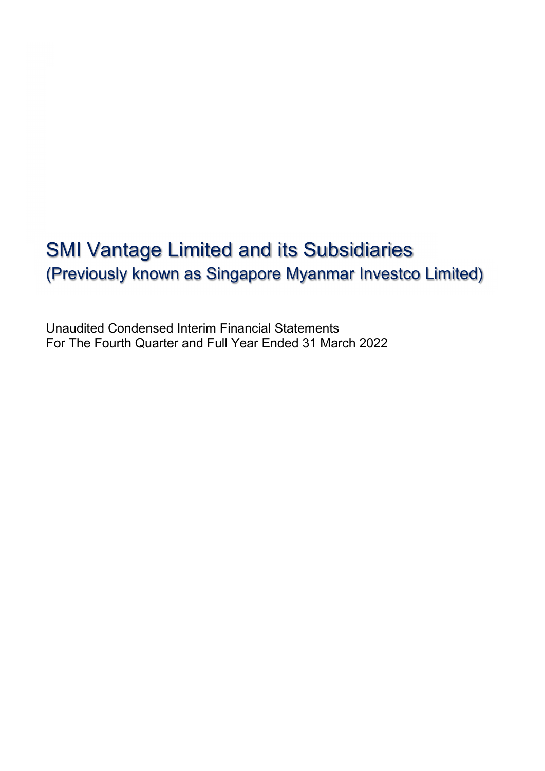# SMI Vantage Limited and its Subsidiaries

## (Previously known as Singapore Myanmar Investco Limited)

Unaudited Condensed Interim Financial Statements
For The Fourth Quarter and Full Year Ended 31 March 2022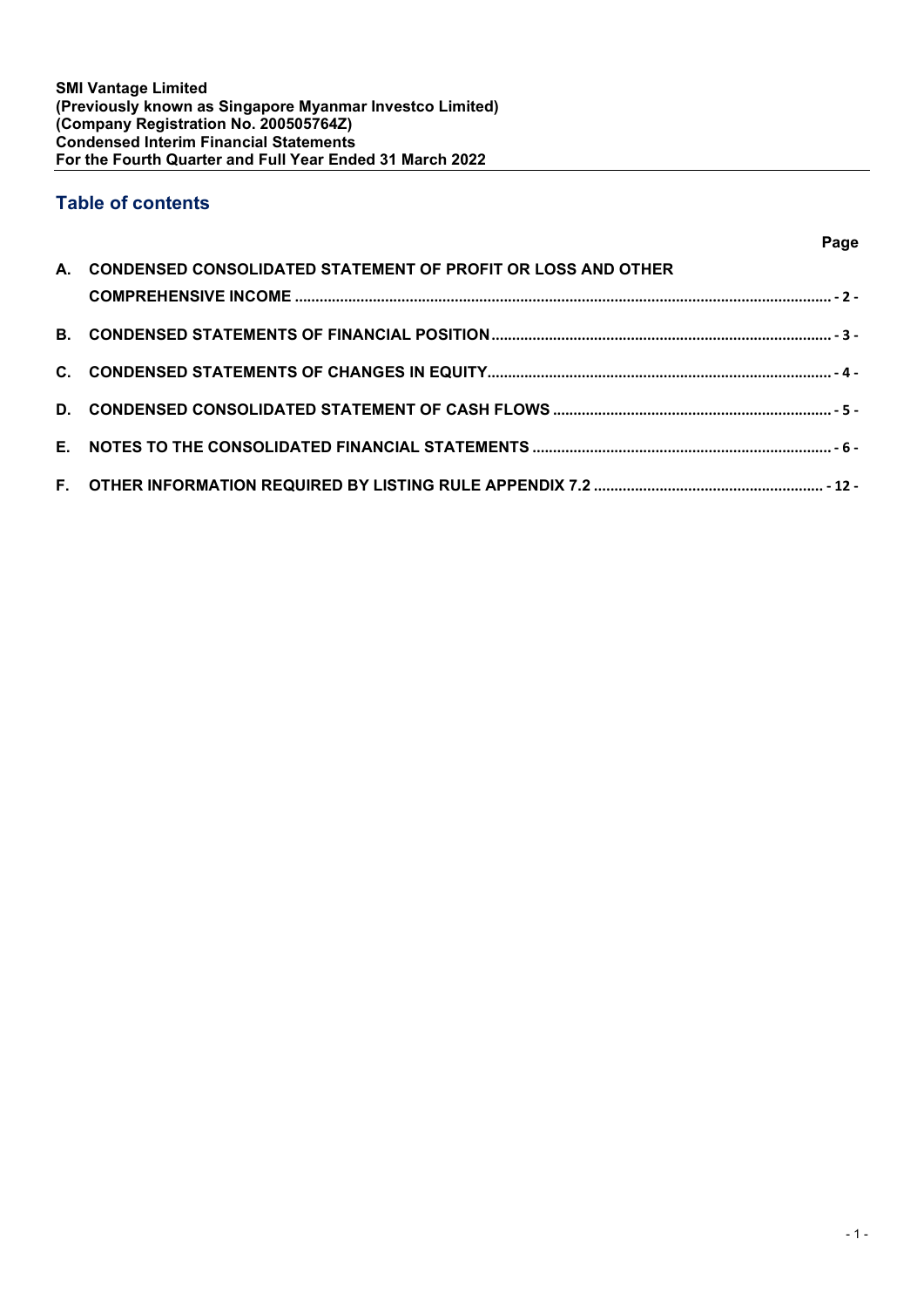**SMI Vantage Limited**
**(Previously known as Singapore Myanmar Investco Limited)**
**(Company Registration No. 200505764Z)**
**Condensed Interim Financial Statements**
**For the Fourth Quarter and Full Year Ended 31 March 2022**

## Table of contents

| | | Page |
|---|---|---|
| A. | CONDENSED CONSOLIDATED STATEMENT OF PROFIT OR LOSS AND OTHER COMPREHENSIVE INCOME | - 2 - |
| B. | CONDENSED STATEMENTS OF FINANCIAL POSITION | - 3 - |
| C. | CONDENSED STATEMENTS OF CHANGES IN EQUITY | - 4 - |
| D. | CONDENSED CONSOLIDATED STATEMENT OF CASH FLOWS | - 5 - |
| E. | NOTES TO THE CONSOLIDATED FINANCIAL STATEMENTS | - 6 - |
| F. | OTHER INFORMATION REQUIRED BY LISTING RULE APPENDIX 7.2 | - 12 - |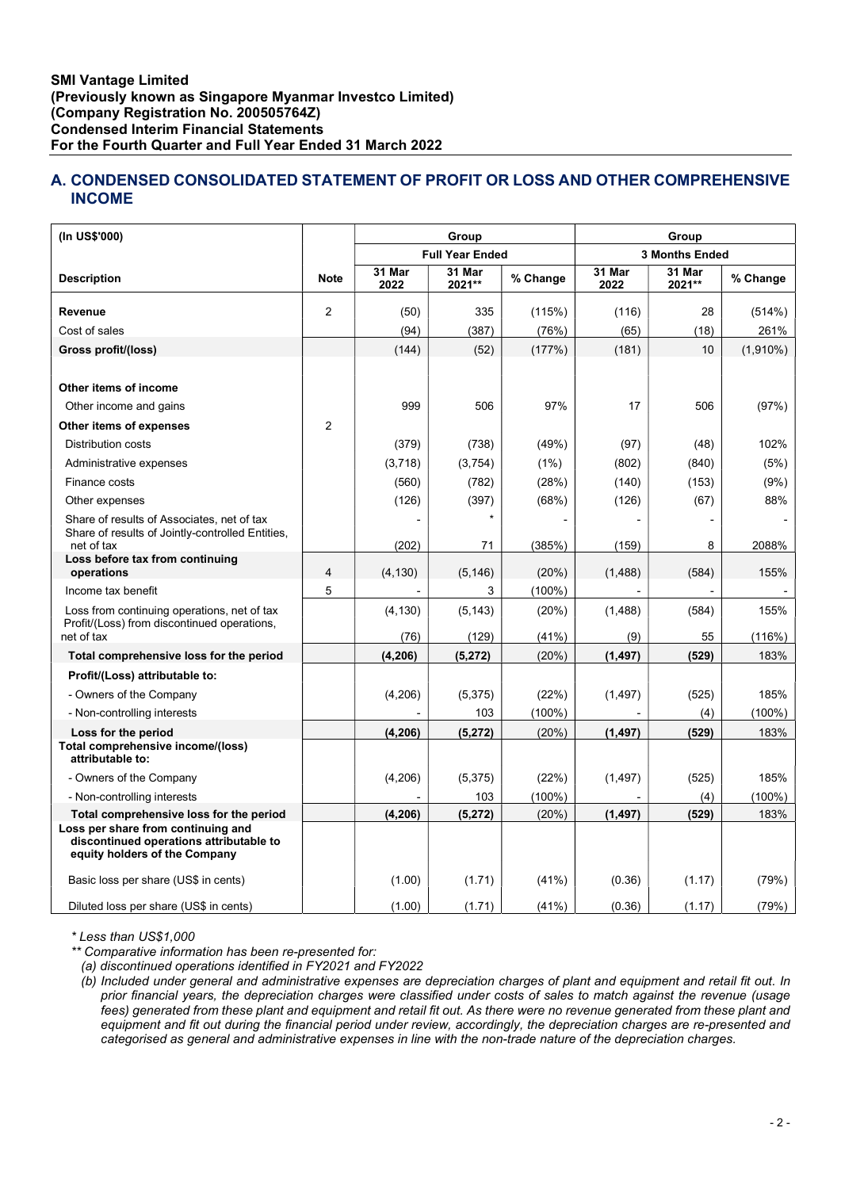**SMI Vantage Limited**
**(Previously known as Singapore Myanmar Investco Limited)**
**(Company Registration No. 200505764Z)**
**Condensed Interim Financial Statements**
**For the Fourth Quarter and Full Year Ended 31 March 2022**

## A. CONDENSED CONSOLIDATED STATEMENT OF PROFIT OR LOSS AND OTHER COMPREHENSIVE INCOME

| (In US$'000) | | Group | | | Group | | |
|---|---|---|---|---|---|---|---|
| | | Full Year Ended | | | 3 Months Ended | | |
| **Description** | **Note** | **31 Mar 2022** | **31 Mar 2021**** | **% Change** | **31 Mar 2022** | **31 Mar 2021**** | **% Change** |
| **Revenue** | 2 | (50) | 335 | (115%) | (116) | 28 | (514%) |
| Cost of sales | | (94) | (387) | (76%) | (65) | (18) | 261% |
| **Gross profit/(loss)** | | (144) | (52) | (177%) | (181) | 10 | (1,910%) |
| **Other items of income** | | | | | | | |
| Other income and gains | | 999 | 506 | 97% | 17 | 506 | (97%) |
| **Other items of expenses** | 2 | | | | | | |
| Distribution costs | | (379) | (738) | (49%) | (97) | (48) | 102% |
| Administrative expenses | | (3,718) | (3,754) | (1%) | (802) | (840) | (5%) |
| Finance costs | | (560) | (782) | (28%) | (140) | (153) | (9%) |
| Other expenses | | (126) | (397) | (68%) | (126) | (67) | 88% |
| Share of results of Associates, net of tax | | - | * | - | - | - | - |
| Share of results of Jointly-controlled Entities, net of tax | | (202) | 71 | (385%) | (159) | 8 | 2088% |
| **Loss before tax from continuing operations** | 4 | (4,130) | (5,146) | (20%) | (1,488) | (584) | 155% |
| Income tax benefit | 5 | - | 3 | (100%) | - | - | - |
| Loss from continuing operations, net of tax | | (4,130) | (5,143) | (20%) | (1,488) | (584) | 155% |
| Profit/(Loss) from discontinued operations, net of tax | | (76) | (129) | (41%) | (9) | 55 | (116%) |
| **Total comprehensive loss for the period** | | **(4,206)** | **(5,272)** | (20%) | **(1,497)** | **(529)** | 183% |
| **Profit/(Loss) attributable to:** | | | | | | | |
| - Owners of the Company | | (4,206) | (5,375) | (22%) | (1,497) | (525) | 185% |
| - Non-controlling interests | | - | 103 | (100%) | - | (4) | (100%) |
| **Loss for the period** | | **(4,206)** | **(5,272)** | (20%) | **(1,497)** | **(529)** | 183% |
| **Total comprehensive income/(loss) attributable to:** | | | | | | | |
| - Owners of the Company | | (4,206) | (5,375) | (22%) | (1,497) | (525) | 185% |
| - Non-controlling interests | | - | 103 | (100%) | - | (4) | (100%) |
| **Total comprehensive loss for the period** | | **(4,206)** | **(5,272)** | (20%) | **(1,497)** | **(529)** | 183% |
| **Loss per share from continuing and discontinued operations attributable to equity holders of the Company** | | | | | | | |
| Basic loss per share (US$ in cents) | | (1.00) | (1.71) | (41%) | (0.36) | (1.17) | (79%) |
| Diluted loss per share (US$ in cents) | | (1.00) | (1.71) | (41%) | (0.36) | (1.17) | (79%) |

*\* Less than US$1,000*

*\*\* Comparative information has been re-presented for:*

*(a) discontinued operations identified in FY2021 and FY2022*

*(b) Included under general and administrative expenses are depreciation charges of plant and equipment and retail fit out. In prior financial years, the depreciation charges were classified under costs of sales to match against the revenue (usage fees) generated from these plant and equipment and retail fit out. As there were no revenue generated from these plant and equipment and fit out during the financial period under review, accordingly, the depreciation charges are re-presented and categorised as general and administrative expenses in line with the non-trade nature of the depreciation charges.*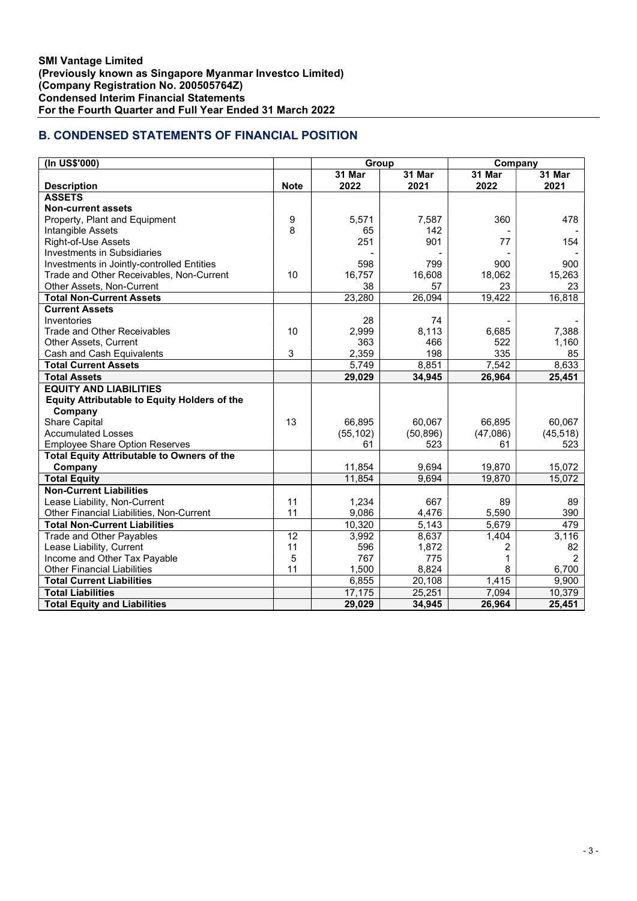**SMI Vantage Limited**
**(Previously known as Singapore Myanmar Investco Limited)**
**(Company Registration No. 200505764Z)**
**Condensed Interim Financial Statements**
**For the Fourth Quarter and Full Year Ended 31 March 2022**

## B. CONDENSED STATEMENTS OF FINANCIAL POSITION

| (In US$'000) | | Group | | Company | |
|---|---|---|---|---|---|
| **Description** | **Note** | **31 Mar 2022** | **31 Mar 2021** | **31 Mar 2022** | **31 Mar 2021** |
| **ASSETS** | | | | | |
| **Non-current assets** | | | | | |
| Property, Plant and Equipment | 9 | 5,571 | 7,587 | 360 | 478 |
| Intangible Assets | 8 | 65 | 142 | - | - |
| Right-of-Use Assets | | 251 | 901 | 77 | 154 |
| Investments in Subsidiaries | | - | - | - | - |
| Investments in Jointly-controlled Entities | | 598 | 799 | 900 | 900 |
| Trade and Other Receivables, Non-Current | 10 | 16,757 | 16,608 | 18,062 | 15,263 |
| Other Assets, Non-Current | | 38 | 57 | 23 | 23 |
| **Total Non-Current Assets** | | 23,280 | 26,094 | 19,422 | 16,818 |
| **Current Assets** | | | | | |
| Inventories | | 28 | 74 | - | - |
| Trade and Other Receivables | 10 | 2,999 | 8,113 | 6,685 | 7,388 |
| Other Assets, Current | | 363 | 466 | 522 | 1,160 |
| Cash and Cash Equivalents | 3 | 2,359 | 198 | 335 | 85 |
| **Total Current Assets** | | 5,749 | 8,851 | 7,542 | 8,633 |
| **Total Assets** | | **29,029** | **34,945** | **26,964** | **25,451** |
| **EQUITY AND LIABILITIES** | | | | | |
| **Equity Attributable to Equity Holders of the Company** | | | | | |
| Share Capital | 13 | 66,895 | 60,067 | 66,895 | 60,067 |
| Accumulated Losses | | (55,102) | (50,896) | (47,086) | (45,518) |
| Employee Share Option Reserves | | 61 | 523 | 61 | 523 |
| **Total Equity Attributable to Owners of the Company** | | 11,854 | 9,694 | 19,870 | 15,072 |
| **Total Equity** | | 11,854 | 9,694 | 19,870 | 15,072 |
| **Non-Current Liabilities** | | | | | |
| Lease Liability, Non-Current | 11 | 1,234 | 667 | 89 | 89 |
| Other Financial Liabilities, Non-Current | 11 | 9,086 | 4,476 | 5,590 | 390 |
| **Total Non-Current Liabilities** | | 10,320 | 5,143 | 5,679 | 479 |
| Trade and Other Payables | 12 | 3,992 | 8,637 | 1,404 | 3,116 |
| Lease Liability, Current | 11 | 596 | 1,872 | 2 | 82 |
| Income and Other Tax Payable | 5 | 767 | 775 | 1 | 2 |
| Other Financial Liabilities | 11 | 1,500 | 8,824 | 8 | 6,700 |
| **Total Current Liabilities** | | 6,855 | 20,108 | 1,415 | 9,900 |
| **Total Liabilities** | | 17,175 | 25,251 | 7,094 | 10,379 |
| **Total Equity and Liabilities** | | **29,029** | **34,945** | **26,964** | **25,451** |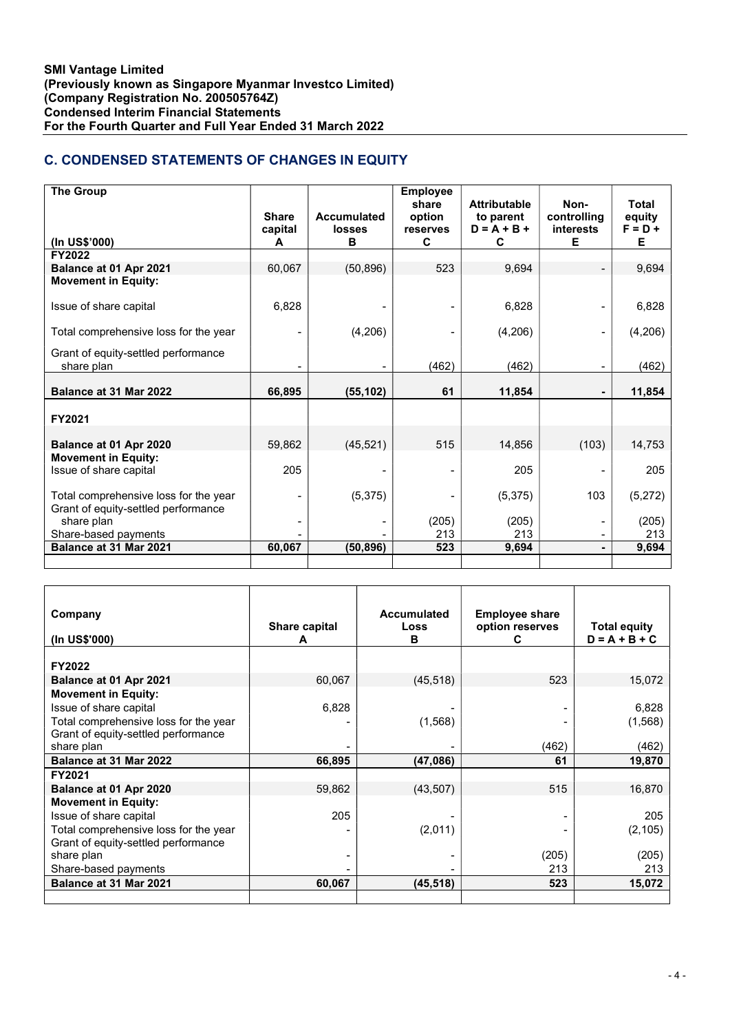**SMI Vantage Limited**
**(Previously known as Singapore Myanmar Investco Limited)**
**(Company Registration No. 200505764Z)**
**Condensed Interim Financial Statements**
**For the Fourth Quarter and Full Year Ended 31 March 2022**

## C. CONDENSED STATEMENTS OF CHANGES IN EQUITY

| The Group (In US$'000) | Share capital A | Accumulated losses B | Employee share option reserves C | Attributable to parent D = A + B + C | Non-controlling interests E | Total equity F = D + E |
|---|---|---|---|---|---|---|
| **FY2022** | | | | | | |
| **Balance at 01 Apr 2021** | 60,067 | (50,896) | 523 | 9,694 | - | 9,694 |
| **Movement in Equity:** | | | | | | |
| Issue of share capital | 6,828 | - | - | 6,828 | - | 6,828 |
| Total comprehensive loss for the year | - | (4,206) | - | (4,206) | - | (4,206) |
| Grant of equity-settled performance share plan | - | - | (462) | (462) | - | (462) |
| **Balance at 31 Mar 2022** | **66,895** | **(55,102)** | **61** | **11,854** | **-** | **11,854** |
| **FY2021** | | | | | | |
| **Balance at 01 Apr 2020** | 59,862 | (45,521) | 515 | 14,856 | (103) | 14,753 |
| **Movement in Equity:** | | | | | | |
| Issue of share capital | 205 | - | - | 205 | - | 205 |
| Total comprehensive loss for the year | - | (5,375) | - | (5,375) | 103 | (5,272) |
| Grant of equity-settled performance share plan | - | - | (205) | (205) | - | (205) |
| Share-based payments | - | - | 213 | 213 | - | 213 |
| **Balance at 31 Mar 2021** | **60,067** | **(50,896)** | **523** | **9,694** | **-** | **9,694** |

| Company (In US$'000) | Share capital A | Accumulated Loss B | Employee share option reserves C | Total equity D = A + B + C |
|---|---|---|---|---|
| **FY2022** | | | | |
| **Balance at 01 Apr 2021** | 60,067 | (45,518) | 523 | 15,072 |
| **Movement in Equity:** | | | | |
| Issue of share capital | 6,828 | - | - | 6,828 |
| Total comprehensive loss for the year | - | (1,568) | - | (1,568) |
| Grant of equity-settled performance share plan | - | - | (462) | (462) |
| **Balance at 31 Mar 2022** | **66,895** | **(47,086)** | **61** | **19,870** |
| **FY2021** | | | | |
| **Balance at 01 Apr 2020** | 59,862 | (43,507) | 515 | 16,870 |
| **Movement in Equity:** | | | | |
| Issue of share capital | 205 | | - | 205 |
| Total comprehensive loss for the year | - | (2,011) | - | (2,105) |
| Grant of equity-settled performance share plan | - | - | (205) | (205) |
| Share-based payments | - | - | 213 | 213 |
| **Balance at 31 Mar 2021** | **60,067** | **(45,518)** | **523** | **15,072** |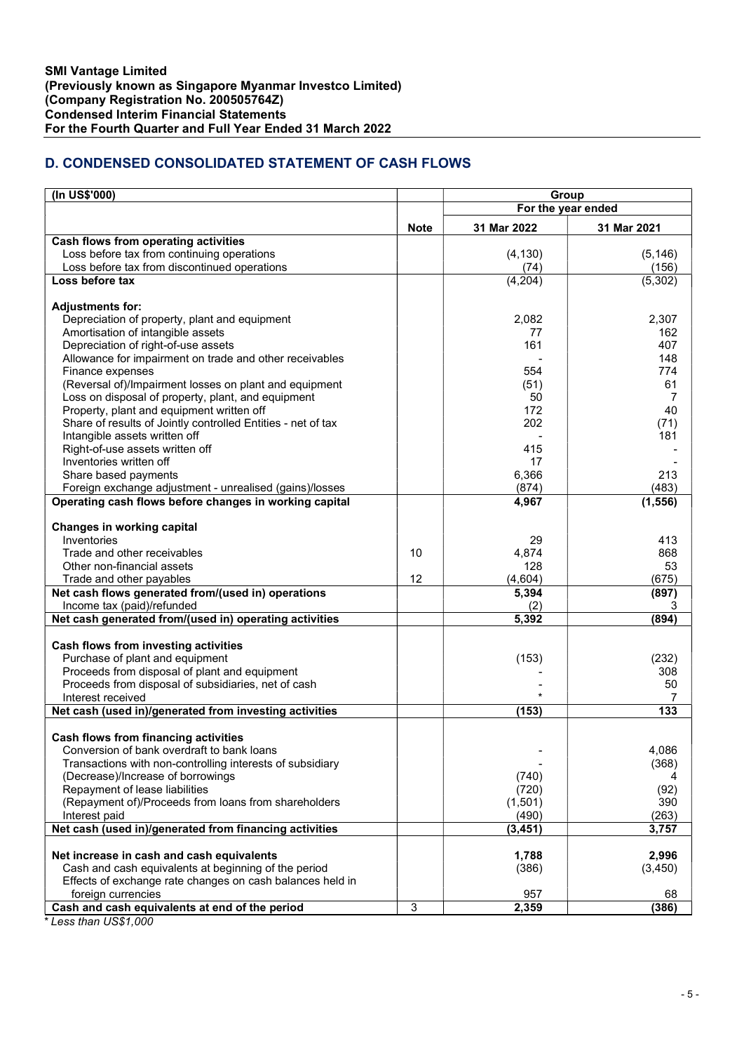**SMI Vantage Limited**
**(Previously known as Singapore Myanmar Investco Limited)**
**(Company Registration No. 200505764Z)**
**Condensed Interim Financial Statements**
**For the Fourth Quarter and Full Year Ended 31 March 2022**

## D. CONDENSED CONSOLIDATED STATEMENT OF CASH FLOWS

| (In US$'000) | | Group | |
|---|---|---|---|
| | | For the year ended | |
| | Note | 31 Mar 2022 | 31 Mar 2021 |
| **Cash flows from operating activities** | | | |
| Loss before tax from continuing operations | | (4,130) | (5,146) |
| Loss before tax from discontinued operations | | (74) | (156) |
| **Loss before tax** | | (4,204) | (5,302) |
| | | | |
| **Adjustments for:** | | | |
| Depreciation of property, plant and equipment | | 2,082 | 2,307 |
| Amortisation of intangible assets | | 77 | 162 |
| Depreciation of right-of-use assets | | 161 | 407 |
| Allowance for impairment on trade and other receivables | | - | 148 |
| Finance expenses | | 554 | 774 |
| (Reversal of)/Impairment losses on plant and equipment | | (51) | 61 |
| Loss on disposal of property, plant, and equipment | | 50 | 7 |
| Property, plant and equipment written off | | 172 | 40 |
| Share of results of Jointly controlled Entities - net of tax | | 202 | (71) |
| Intangible assets written off | | - | 181 |
| Right-of-use assets written off | | 415 | - |
| Inventories written off | | 17 | - |
| Share based payments | | 6,366 | 213 |
| Foreign exchange adjustment - unrealised (gains)/losses | | (874) | (483) |
| **Operating cash flows before changes in working capital** | | **4,967** | **(1,556)** |
| | | | |
| **Changes in working capital** | | | |
| Inventories | | 29 | 413 |
| Trade and other receivables | 10 | 4,874 | 868 |
| Other non-financial assets | | 128 | 53 |
| Trade and other payables | 12 | (4,604) | (675) |
| **Net cash flows generated from/(used in) operations** | | **5,394** | **(897)** |
| Income tax (paid)/refunded | | (2) | 3 |
| **Net cash generated from/(used in) operating activities** | | **5,392** | **(894)** |
| | | | |
| **Cash flows from investing activities** | | | |
| Purchase of plant and equipment | | (153) | (232) |
| Proceeds from disposal of plant and equipment | | - | 308 |
| Proceeds from disposal of subsidiaries, net of cash | | - | 50 |
| Interest received | | * | 7 |
| **Net cash (used in)/generated from investing activities** | | **(153)** | **133** |
| | | | |
| **Cash flows from financing activities** | | | |
| Conversion of bank overdraft to bank loans | | - | 4,086 |
| Transactions with non-controlling interests of subsidiary | | - | (368) |
| (Decrease)/Increase of borrowings | | (740) | 4 |
| Repayment of lease liabilities | | (720) | (92) |
| (Repayment of)/Proceeds from loans from shareholders | | (1,501) | 390 |
| Interest paid | | (490) | (263) |
| **Net cash (used in)/generated from financing activities** | | **(3,451)** | **3,757** |
| | | | |
| **Net increase in cash and cash equivalents** | | **1,788** | **2,996** |
| Cash and cash equivalents at beginning of the period | | (386) | (3,450) |
| Effects of exchange rate changes on cash balances held in foreign currencies | | 957 | 68 |
| **Cash and cash equivalents at end of the period** | 3 | **2,359** | **(386)** |

*\* Less than US$1,000*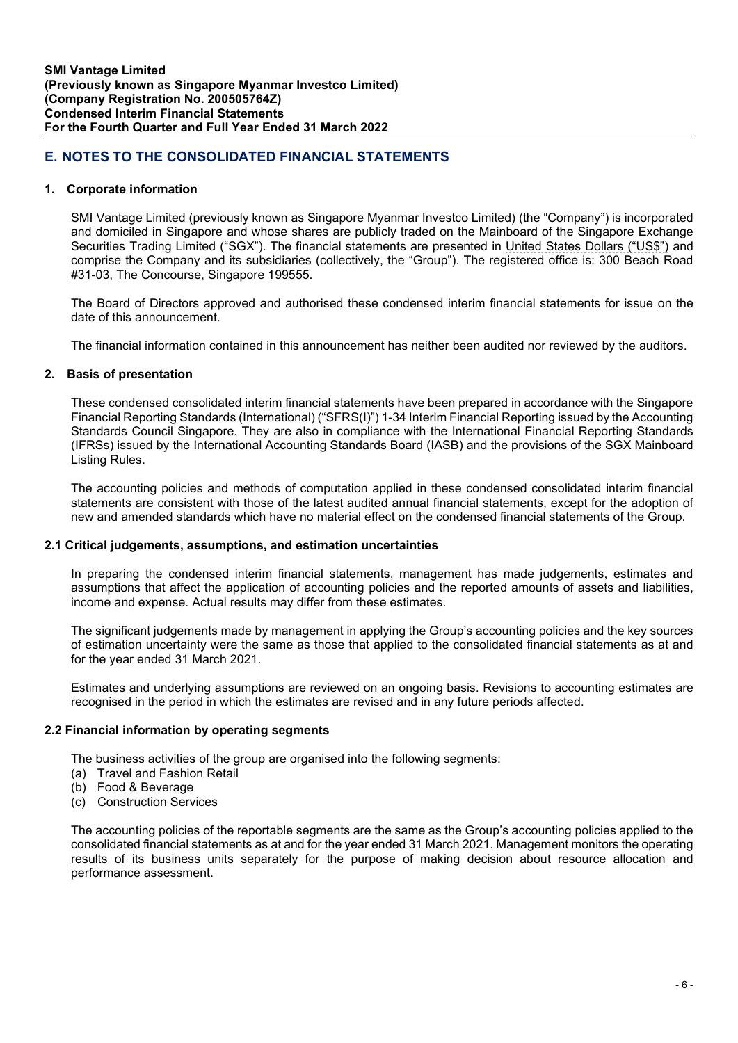## E. NOTES TO THE CONSOLIDATED FINANCIAL STATEMENTS

### 1. Corporate information

SMI Vantage Limited (previously known as Singapore Myanmar Investco Limited) (the "Company") is incorporated and domiciled in Singapore and whose shares are publicly traded on the Mainboard of the Singapore Exchange Securities Trading Limited ("SGX"). The financial statements are presented in United States Dollars ("US$") and comprise the Company and its subsidiaries (collectively, the "Group"). The registered office is: 300 Beach Road #31-03, The Concourse, Singapore 199555.

The Board of Directors approved and authorised these condensed interim financial statements for issue on the date of this announcement.

The financial information contained in this announcement has neither been audited nor reviewed by the auditors.

### 2. Basis of presentation

These condensed consolidated interim financial statements have been prepared in accordance with the Singapore Financial Reporting Standards (International) ("SFRS(I)") 1-34 Interim Financial Reporting issued by the Accounting Standards Council Singapore. They are also in compliance with the International Financial Reporting Standards (IFRSs) issued by the International Accounting Standards Board (IASB) and the provisions of the SGX Mainboard Listing Rules.

The accounting policies and methods of computation applied in these condensed consolidated interim financial statements are consistent with those of the latest audited annual financial statements, except for the adoption of new and amended standards which have no material effect on the condensed financial statements of the Group.

### 2.1 Critical judgements, assumptions, and estimation uncertainties

In preparing the condensed interim financial statements, management has made judgements, estimates and assumptions that affect the application of accounting policies and the reported amounts of assets and liabilities, income and expense. Actual results may differ from these estimates.

The significant judgements made by management in applying the Group's accounting policies and the key sources of estimation uncertainty were the same as those that applied to the consolidated financial statements as at and for the year ended 31 March 2021.

Estimates and underlying assumptions are reviewed on an ongoing basis. Revisions to accounting estimates are recognised in the period in which the estimates are revised and in any future periods affected.

### 2.2 Financial information by operating segments

The business activities of the group are organised into the following segments:

(a) Travel and Fashion Retail
(b) Food & Beverage
(c) Construction Services

The accounting policies of the reportable segments are the same as the Group's accounting policies applied to the consolidated financial statements as at and for the year ended 31 March 2021. Management monitors the operating results of its business units separately for the purpose of making decision about resource allocation and performance assessment.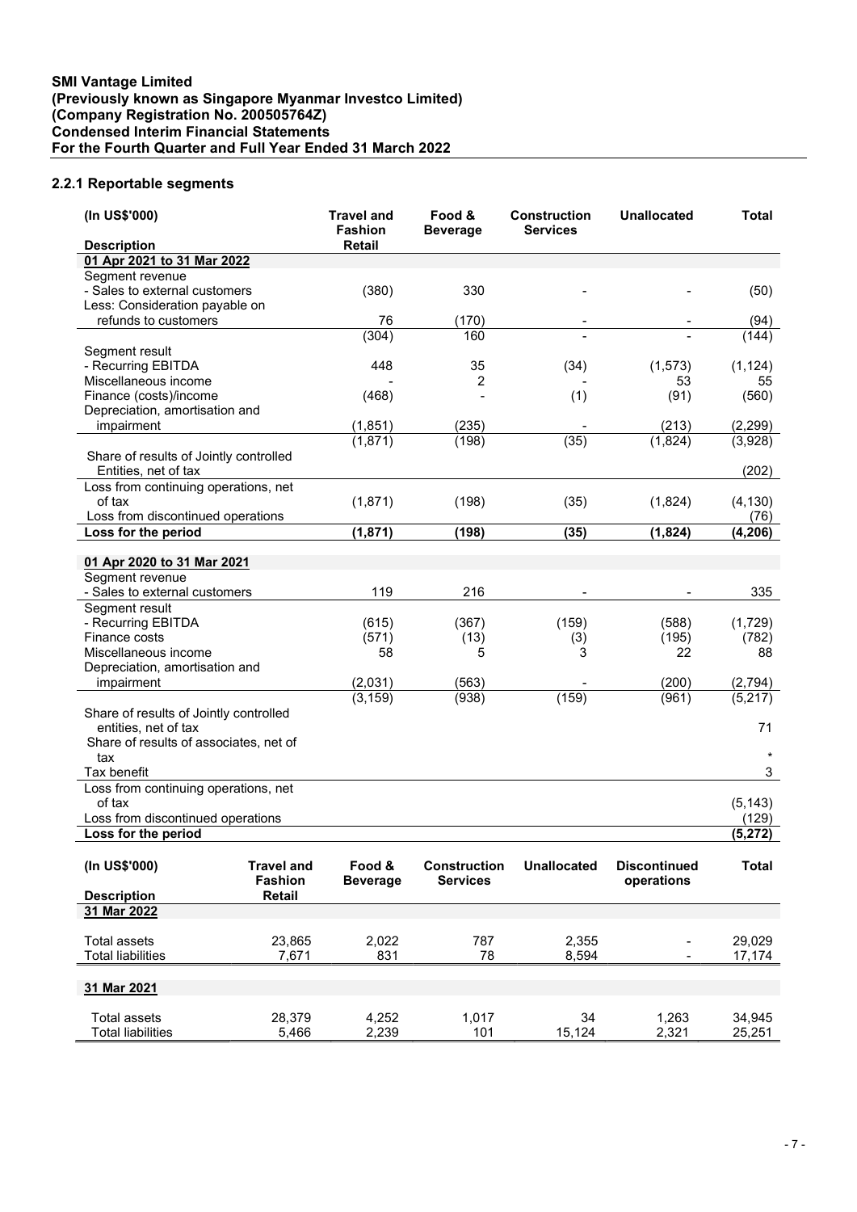**SMI Vantage Limited**
**(Previously known as Singapore Myanmar Investco Limited)**
**(Company Registration No. 200505764Z)**
**Condensed Interim Financial Statements**
**For the Fourth Quarter and Full Year Ended 31 March 2022**

### 2.2.1 Reportable segments

| (In US$'000)<br>Description | Travel and Fashion Retail | Food & Beverage | Construction Services | Unallocated | Total |
|---|---|---|---|---|---|
| **01 Apr 2021 to 31 Mar 2022** | | | | | |
| Segment revenue | | | | | |
| - Sales to external customers | (380) | 330 | - | - | (50) |
| Less: Consideration payable on refunds to customers | 76 | (170) | - | - | (94) |
| | (304) | 160 | - | - | (144) |
| Segment result | | | | | |
| - Recurring EBITDA | 448 | 35 | (34) | (1,573) | (1,124) |
| Miscellaneous income | - | 2 | - | 53 | 55 |
| Finance (costs)/income | (468) | - | (1) | (91) | (560) |
| Depreciation, amortisation and impairment | (1,851) | (235) | - | (213) | (2,299) |
| | (1,871) | (198) | (35) | (1,824) | (3,928) |
| Share of results of Jointly controlled Entities, net of tax | | | | | (202) |
| Loss from continuing operations, net of tax | (1,871) | (198) | (35) | (1,824) | (4,130) |
| Loss from discontinued operations | | | | | (76) |
| **Loss for the period** | **(1,871)** | **(198)** | **(35)** | **(1,824)** | **(4,206)** |
| | | | | | |
| **01 Apr 2020 to 31 Mar 2021** | | | | | |
| Segment revenue | | | | | |
| - Sales to external customers | 119 | 216 | - | - | 335 |
| Segment result | | | | | |
| - Recurring EBITDA | (615) | (367) | (159) | (588) | (1,729) |
| Finance costs | (571) | (13) | (3) | (195) | (782) |
| Miscellaneous income | 58 | 5 | 3 | 22 | 88 |
| Depreciation, amortisation and impairment | (2,031) | (563) | - | (200) | (2,794) |
| | (3,159) | (938) | (159) | (961) | (5,217) |
| Share of results of Jointly controlled entities, net of tax | | | | | 71 |
| Share of results of associates, net of tax | | | | | * |
| Tax benefit | | | | | 3 |
| Loss from continuing operations, net of tax | | | | | (5,143) |
| Loss from discontinued operations | | | | | (129) |
| **Loss for the period** | | | | | **(5,272)** |

| (In US$'000)<br>Description | Travel and Fashion Retail | Food & Beverage | Construction Services | Unallocated | Discontinued operations | Total |
|---|---|---|---|---|---|---|
| **31 Mar 2022** | | | | | | |
| Total assets | 23,865 | 2,022 | 787 | 2,355 | - | 29,029 |
| Total liabilities | 7,671 | 831 | 78 | 8,594 | - | 17,174 |
| | | | | | | |
| **31 Mar 2021** | | | | | | |
| Total assets | 28,379 | 4,252 | 1,017 | 34 | 1,263 | 34,945 |
| Total liabilities | 5,466 | 2,239 | 101 | 15,124 | 2,321 | 25,251 |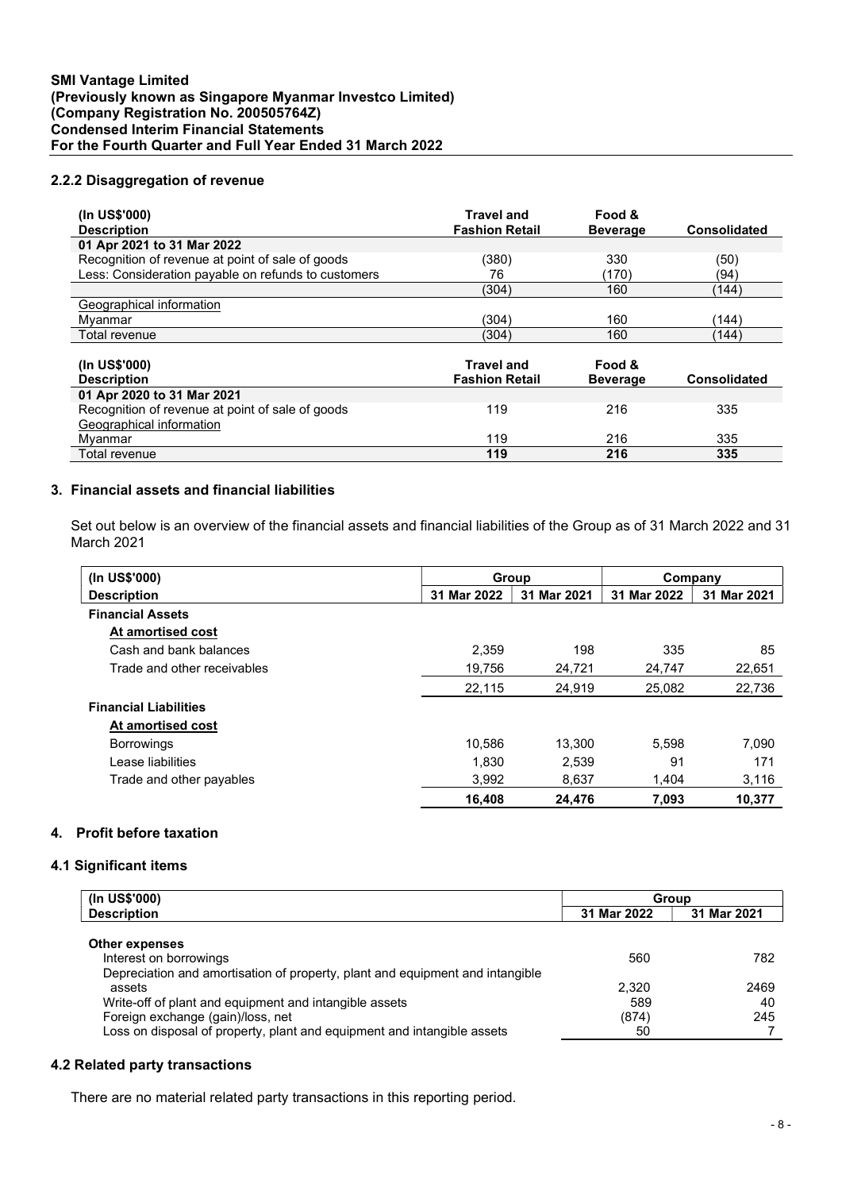### 2.2.2 Disaggregation of revenue

| (In US$'000) Description | Travel and Fashion Retail | Food & Beverage | Consolidated |
|---|---|---|---|
| **01 Apr 2021 to 31 Mar 2022** | | | |
| Recognition of revenue at point of sale of goods | (380) | 330 | (50) |
| Less: Consideration payable on refunds to customers | 76 | (170) | (94) |
| | (304) | 160 | (144) |
| Geographical information | | | |
| Myanmar | (304) | 160 | (144) |
| Total revenue | (304) | 160 | (144) |

| (In US$'000) Description | Travel and Fashion Retail | Food & Beverage | Consolidated |
|---|---|---|---|
| **01 Apr 2020 to 31 Mar 2021** | | | |
| Recognition of revenue at point of sale of goods | 119 | 216 | 335 |
| Geographical information | | | |
| Myanmar | 119 | 216 | 335 |
| Total revenue | **119** | **216** | **335** |

## 3. Financial assets and financial liabilities

Set out below is an overview of the financial assets and financial liabilities of the Group as of 31 March 2022 and 31 March 2021

| (In US$'000) | Group | | Company | |
|---|---|---|---|---|
| **Description** | **31 Mar 2022** | **31 Mar 2021** | **31 Mar 2022** | **31 Mar 2021** |
| **Financial Assets** | | | | |
| **At amortised cost** | | | | |
| Cash and bank balances | 2,359 | 198 | 335 | 85 |
| Trade and other receivables | 19,756 | 24,721 | 24,747 | 22,651 |
| | 22,115 | 24,919 | 25,082 | 22,736 |
| **Financial Liabilities** | | | | |
| **At amortised cost** | | | | |
| Borrowings | 10,586 | 13,300 | 5,598 | 7,090 |
| Lease liabilities | 1,830 | 2,539 | 91 | 171 |
| Trade and other payables | 3,992 | 8,637 | 1,404 | 3,116 |
| | **16,408** | **24,476** | **7,093** | **10,377** |

## 4. Profit before taxation

### 4.1 Significant items

| (In US$'000) | Group | |
|---|---|---|
| **Description** | **31 Mar 2022** | **31 Mar 2021** |
| **Other expenses** | | |
| Interest on borrowings | 560 | 782 |
| Depreciation and amortisation of property, plant and equipment and intangible assets | 2,320 | 2469 |
| Write-off of plant and equipment and intangible assets | 589 | 40 |
| Foreign exchange (gain)/loss, net | (874) | 245 |
| Loss on disposal of property, plant and equipment and intangible assets | 50 | 7 |

### 4.2 Related party transactions

There are no material related party transactions in this reporting period.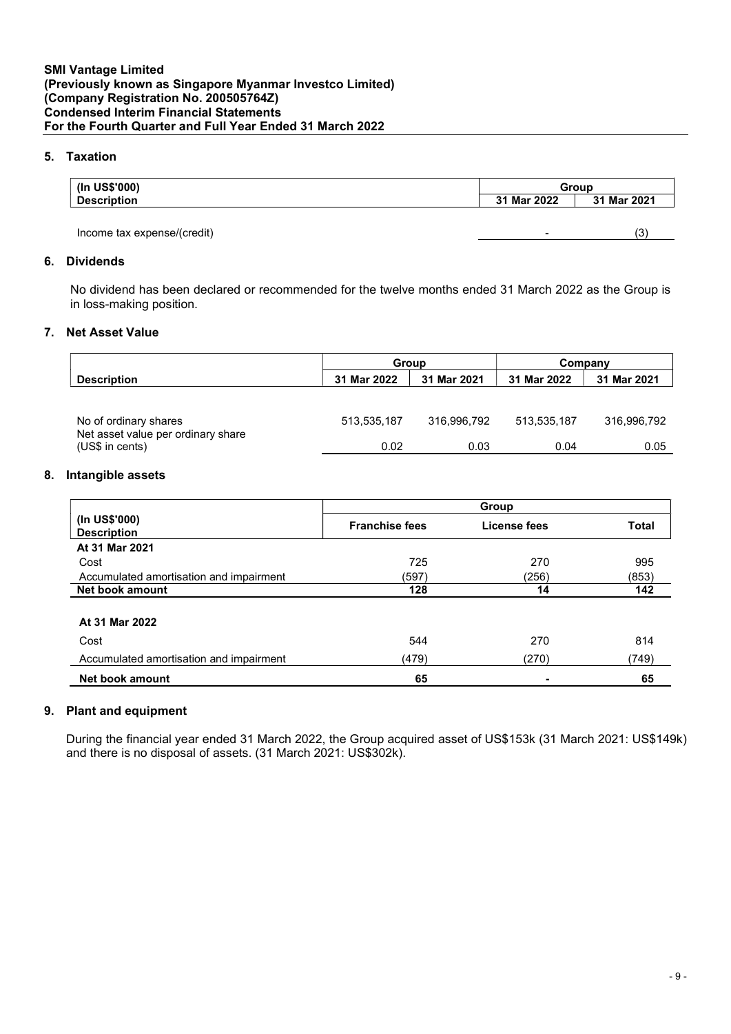## 5. Taxation

| (In US$'000) Description | Group 31 Mar 2022 | Group 31 Mar 2021 |
|---|---|---|
| Income tax expense/(credit) | - | (3) |

## 6. Dividends

No dividend has been declared or recommended for the twelve months ended 31 March 2022 as the Group is in loss-making position.

## 7. Net Asset Value

| | Group | | Company | |
|---|---|---|---|---|
| **Description** | **31 Mar 2022** | **31 Mar 2021** | **31 Mar 2022** | **31 Mar 2021** |
| No of ordinary shares | 513,535,187 | 316,996,792 | 513,535,187 | 316,996,792 |
| Net asset value per ordinary share (US$ in cents) | 0.02 | 0.03 | 0.04 | 0.05 |

## 8. Intangible assets

| | Group | | |
|---|---|---|---|
| **(In US$'000) Description** | **Franchise fees** | **License fees** | **Total** |
| **At 31 Mar 2021** | | | |
| Cost | 725 | 270 | 995 |
| Accumulated amortisation and impairment | (597) | (256) | (853) |
| **Net book amount** | **128** | **14** | **142** |
| **At 31 Mar 2022** | | | |
| Cost | 544 | 270 | 814 |
| Accumulated amortisation and impairment | (479) | (270) | (749) |
| **Net book amount** | **65** | **-** | **65** |

## 9. Plant and equipment

During the financial year ended 31 March 2022, the Group acquired asset of US$153k (31 March 2021: US$149k) and there is no disposal of assets. (31 March 2021: US$302k).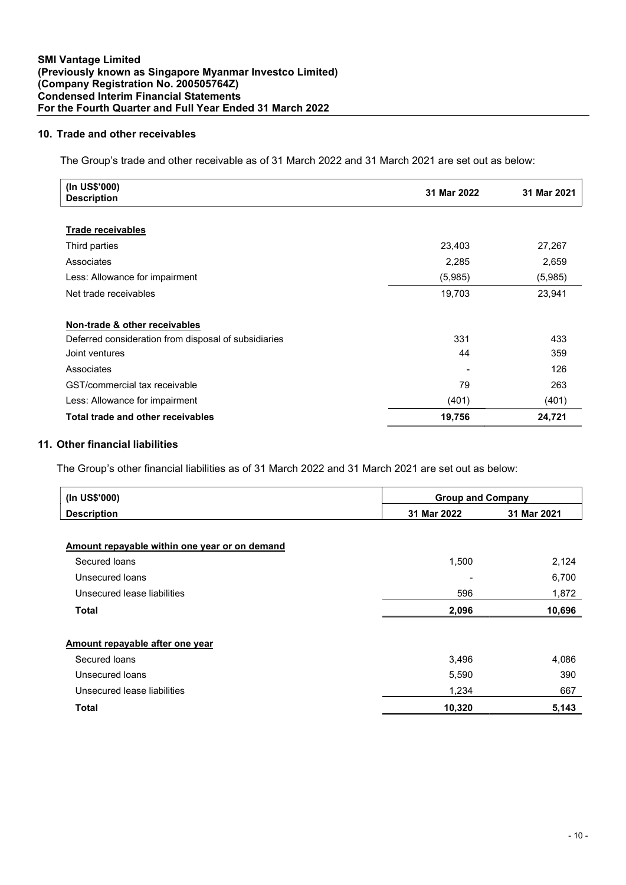## 10. Trade and other receivables

The Group's trade and other receivable as of 31 March 2022 and 31 March 2021 are set out as below:

| (In US$'000) Description | 31 Mar 2022 | 31 Mar 2021 |
|---|---|---|
| **Trade receivables** | | |
| Third parties | 23,403 | 27,267 |
| Associates | 2,285 | 2,659 |
| Less: Allowance for impairment | (5,985) | (5,985) |
| Net trade receivables | 19,703 | 23,941 |
| **Non-trade & other receivables** | | |
| Deferred consideration from disposal of subsidiaries | 331 | 433 |
| Joint ventures | 44 | 359 |
| Associates | - | 126 |
| GST/commercial tax receivable | 79 | 263 |
| Less: Allowance for impairment | (401) | (401) |
| **Total trade and other receivables** | **19,756** | **24,721** |

## 11. Other financial liabilities

The Group's other financial liabilities as of 31 March 2022 and 31 March 2021 are set out as below:

| (In US$'000) | Group and Company | |
|---|---|---|
| **Description** | **31 Mar 2022** | **31 Mar 2021** |
| **Amount repayable within one year or on demand** | | |
| Secured loans | 1,500 | 2,124 |
| Unsecured loans | - | 6,700 |
| Unsecured lease liabilities | 596 | 1,872 |
| **Total** | **2,096** | **10,696** |
| **Amount repayable after one year** | | |
| Secured loans | 3,496 | 4,086 |
| Unsecured loans | 5,590 | 390 |
| Unsecured lease liabilities | 1,234 | 667 |
| **Total** | **10,320** | **5,143** |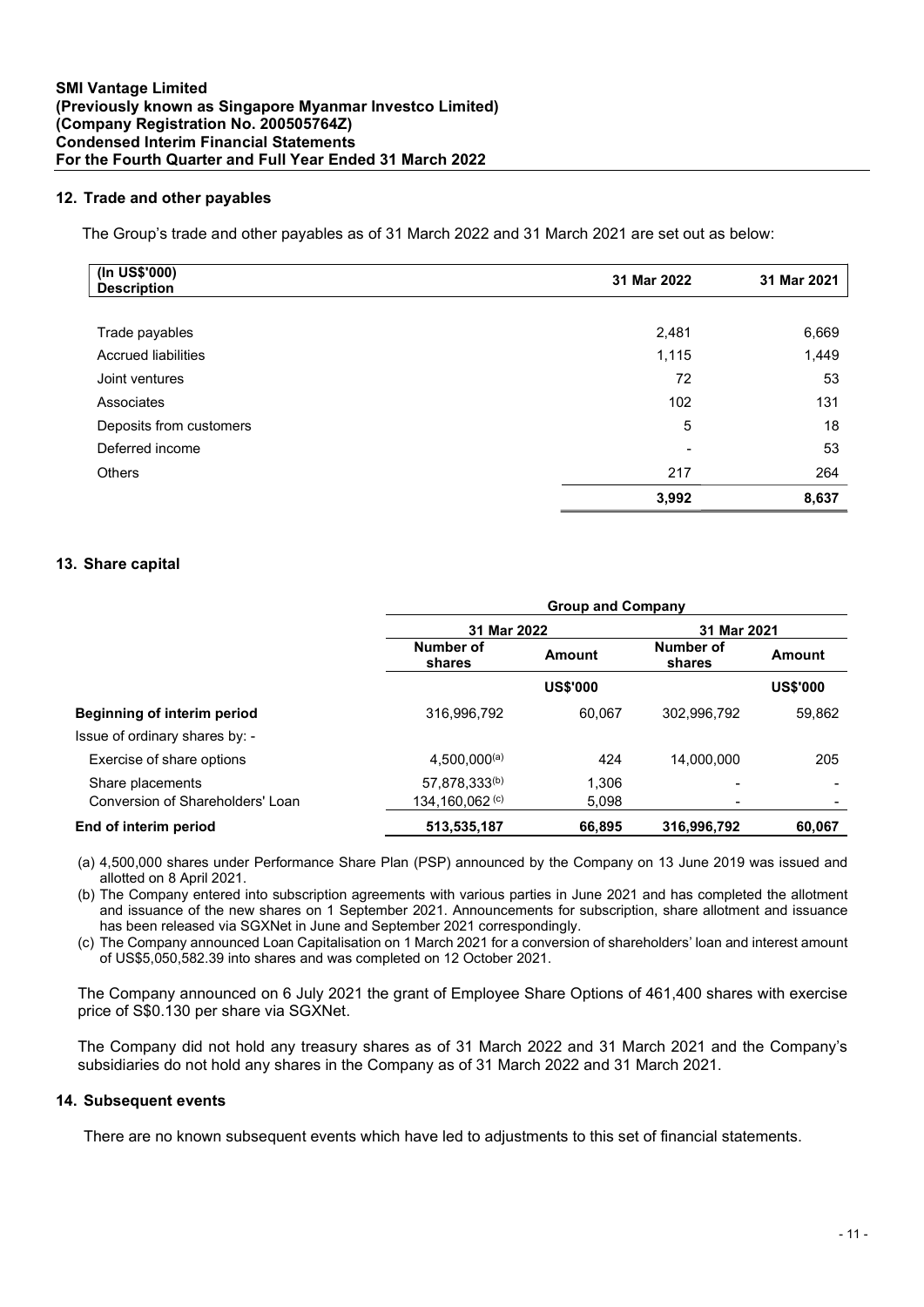## 12. Trade and other payables

The Group's trade and other payables as of 31 March 2022 and 31 March 2021 are set out as below:

| (In US$'000) Description | 31 Mar 2022 | 31 Mar 2021 |
|---|---|---|
| Trade payables | 2,481 | 6,669 |
| Accrued liabilities | 1,115 | 1,449 |
| Joint ventures | 72 | 53 |
| Associates | 102 | 131 |
| Deposits from customers | 5 | 18 |
| Deferred income | - | 53 |
| Others | 217 | 264 |
| | **3,992** | **8,637** |

## 13. Share capital

| | Group and Company | | | |
|---|---|---|---|---|
| | 31 Mar 2022 | | 31 Mar 2021 | |
| | Number of shares | Amount | Number of shares | Amount |
| | | US$'000 | | US$'000 |
| **Beginning of interim period** | 316,996,792 | 60,067 | 302,996,792 | 59,862 |
| Issue of ordinary shares by: - | | | | |
| Exercise of share options | 4,500,000[(a)] | 424 | 14,000,000 | 205 |
| Share placements | 57,878,333[(b)] | 1,306 | - | - |
| Conversion of Shareholders' Loan | 134,160,062[(c)] | 5,098 | - | - |
| **End of interim period** | **513,535,187** | **66,895** | **316,996,792** | **60,067** |

(a) 4,500,000 shares under Performance Share Plan (PSP) announced by the Company on 13 June 2019 was issued and allotted on 8 April 2021.

(b) The Company entered into subscription agreements with various parties in June 2021 and has completed the allotment and issuance of the new shares on 1 September 2021. Announcements for subscription, share allotment and issuance has been released via SGXNet in June and September 2021 correspondingly.

(c) The Company announced Loan Capitalisation on 1 March 2021 for a conversion of shareholders' loan and interest amount of US$5,050,582.39 into shares and was completed on 12 October 2021.

The Company announced on 6 July 2021 the grant of Employee Share Options of 461,400 shares with exercise price of S$0.130 per share via SGXNet.

The Company did not hold any treasury shares as of 31 March 2022 and 31 March 2021 and the Company's subsidiaries do not hold any shares in the Company as of 31 March 2022 and 31 March 2021.

## 14. Subsequent events

There are no known subsequent events which have led to adjustments to this set of financial statements.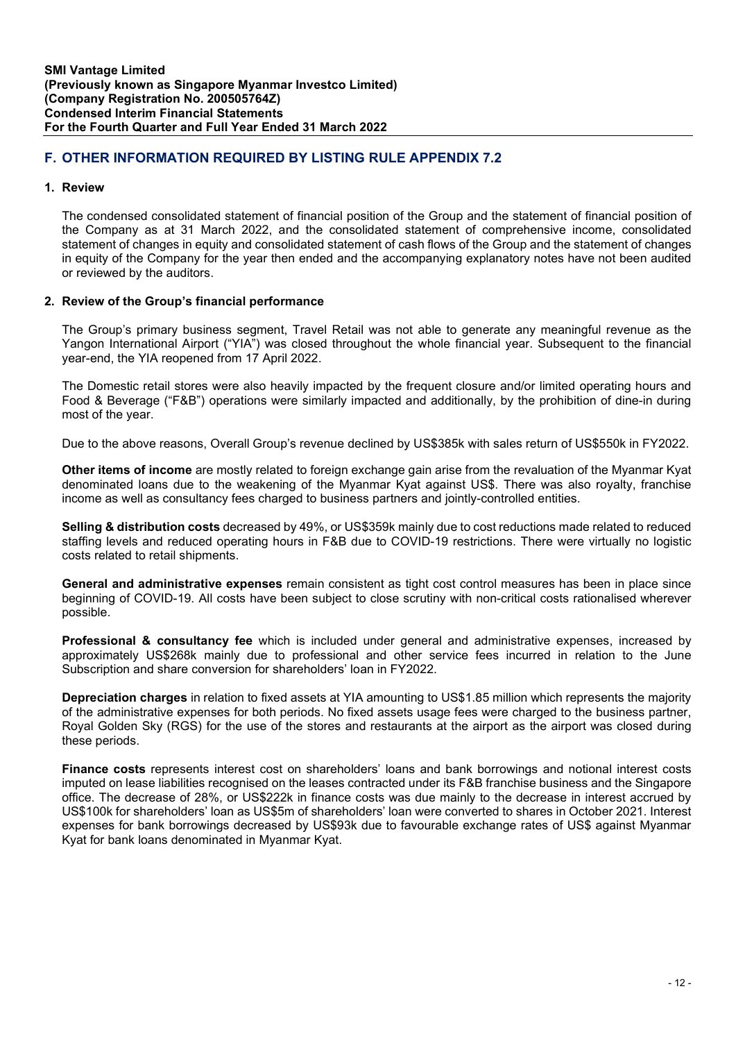## F. OTHER INFORMATION REQUIRED BY LISTING RULE APPENDIX 7.2

### 1. Review

The condensed consolidated statement of financial position of the Group and the statement of financial position of the Company as at 31 March 2022, and the consolidated statement of comprehensive income, consolidated statement of changes in equity and consolidated statement of cash flows of the Group and the statement of changes in equity of the Company for the year then ended and the accompanying explanatory notes have not been audited or reviewed by the auditors.

### 2. Review of the Group's financial performance

The Group's primary business segment, Travel Retail was not able to generate any meaningful revenue as the Yangon International Airport ("YIA") was closed throughout the whole financial year. Subsequent to the financial year-end, the YIA reopened from 17 April 2022.

The Domestic retail stores were also heavily impacted by the frequent closure and/or limited operating hours and Food & Beverage ("F&B") operations were similarly impacted and additionally, by the prohibition of dine-in during most of the year.

Due to the above reasons, Overall Group's revenue declined by US$385k with sales return of US$550k in FY2022.

**Other items of income** are mostly related to foreign exchange gain arise from the revaluation of the Myanmar Kyat denominated loans due to the weakening of the Myanmar Kyat against US$. There was also royalty, franchise income as well as consultancy fees charged to business partners and jointly-controlled entities.

**Selling & distribution costs** decreased by 49%, or US$359k mainly due to cost reductions made related to reduced staffing levels and reduced operating hours in F&B due to COVID-19 restrictions. There were virtually no logistic costs related to retail shipments.

**General and administrative expenses** remain consistent as tight cost control measures has been in place since beginning of COVID-19. All costs have been subject to close scrutiny with non-critical costs rationalised wherever possible.

**Professional & consultancy fee** which is included under general and administrative expenses, increased by approximately US$268k mainly due to professional and other service fees incurred in relation to the June Subscription and share conversion for shareholders' loan in FY2022.

**Depreciation charges** in relation to fixed assets at YIA amounting to US$1.85 million which represents the majority of the administrative expenses for both periods. No fixed assets usage fees were charged to the business partner, Royal Golden Sky (RGS) for the use of the stores and restaurants at the airport as the airport was closed during these periods.

**Finance costs** represents interest cost on shareholders' loans and bank borrowings and notional interest costs imputed on lease liabilities recognised on the leases contracted under its F&B franchise business and the Singapore office. The decrease of 28%, or US$222k in finance costs was due mainly to the decrease in interest accrued by US$100k for shareholders' loan as US$5m of shareholders' loan were converted to shares in October 2021. Interest expenses for bank borrowings decreased by US$93k due to favourable exchange rates of US$ against Myanmar Kyat for bank loans denominated in Myanmar Kyat.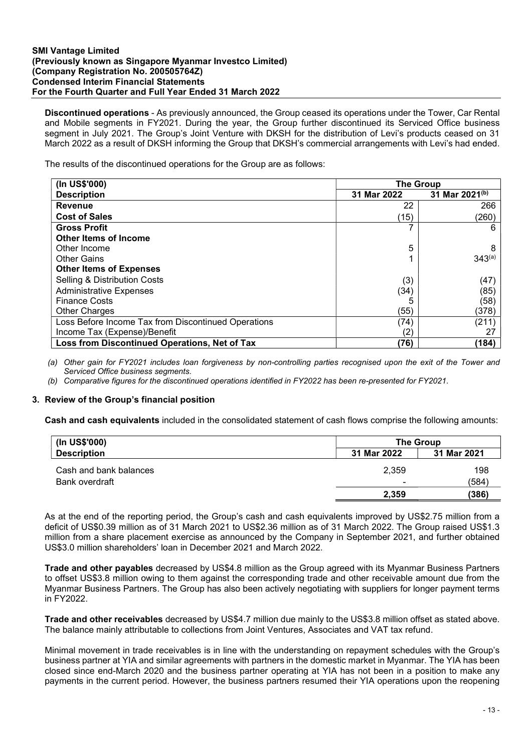**Discontinued operations** - As previously announced, the Group ceased its operations under the Tower, Car Rental and Mobile segments in FY2021. During the year, the Group further discontinued its Serviced Office business segment in July 2021. The Group's Joint Venture with DKSH for the distribution of Levi's products ceased on 31 March 2022 as a result of DKSH informing the Group that DKSH's commercial arrangements with Levi's had ended.

The results of the discontinued operations for the Group are as follows:

| (In US$'000) | The Group | |
|---|---|---|
| **Description** | **31 Mar 2022** | **31 Mar 2021[(b)]** |
| **Revenue** | 22 | 266 |
| **Cost of Sales** | (15) | (260) |
| **Gross Profit** | 7 | 6 |
| **Other Items of Income** | | |
| Other Income | 5 | 8 |
| Other Gains | 1 | 343[(a)] |
| **Other Items of Expenses** | | |
| Selling & Distribution Costs | (3) | (47) |
| Administrative Expenses | (34) | (85) |
| Finance Costs | 5 | (58) |
| Other Charges | (55) | (378) |
| Loss Before Income Tax from Discontinued Operations | (74) | (211) |
| Income Tax (Expense)/Benefit | (2) | 27 |
| **Loss from Discontinued Operations, Net of Tax** | **(76)** | **(184)** |

*(a) Other gain for FY2021 includes loan forgiveness by non-controlling parties recognised upon the exit of the Tower and Serviced Office business segments.*

*(b) Comparative figures for the discontinued operations identified in FY2022 has been re-presented for FY2021.*

### 3. Review of the Group's financial position

**Cash and cash equivalents** included in the consolidated statement of cash flows comprise the following amounts:

| (In US$'000) | The Group | |
|---|---|---|
| **Description** | **31 Mar 2022** | **31 Mar 2021** |
| Cash and bank balances | 2,359 | 198 |
| Bank overdraft | - | (584) |
| | **2,359** | **(386)** |

As at the end of the reporting period, the Group's cash and cash equivalents improved by US$2.75 million from a deficit of US$0.39 million as of 31 March 2021 to US$2.36 million as of 31 March 2022. The Group raised US$1.3 million from a share placement exercise as announced by the Company in September 2021, and further obtained US$3.0 million shareholders' loan in December 2021 and March 2022.

**Trade and other payables** decreased by US$4.8 million as the Group agreed with its Myanmar Business Partners to offset US$3.8 million owing to them against the corresponding trade and other receivable amount due from the Myanmar Business Partners. The Group has also been actively negotiating with suppliers for longer payment terms in FY2022.

**Trade and other receivables** decreased by US$4.7 million due mainly to the US$3.8 million offset as stated above. The balance mainly attributable to collections from Joint Ventures, Associates and VAT tax refund.

Minimal movement in trade receivables is in line with the understanding on repayment schedules with the Group's business partner at YIA and similar agreements with partners in the domestic market in Myanmar. The YIA has been closed since end-March 2020 and the business partner operating at YIA has not been in a position to make any payments in the current period. However, the business partners resumed their YIA operations upon the reopening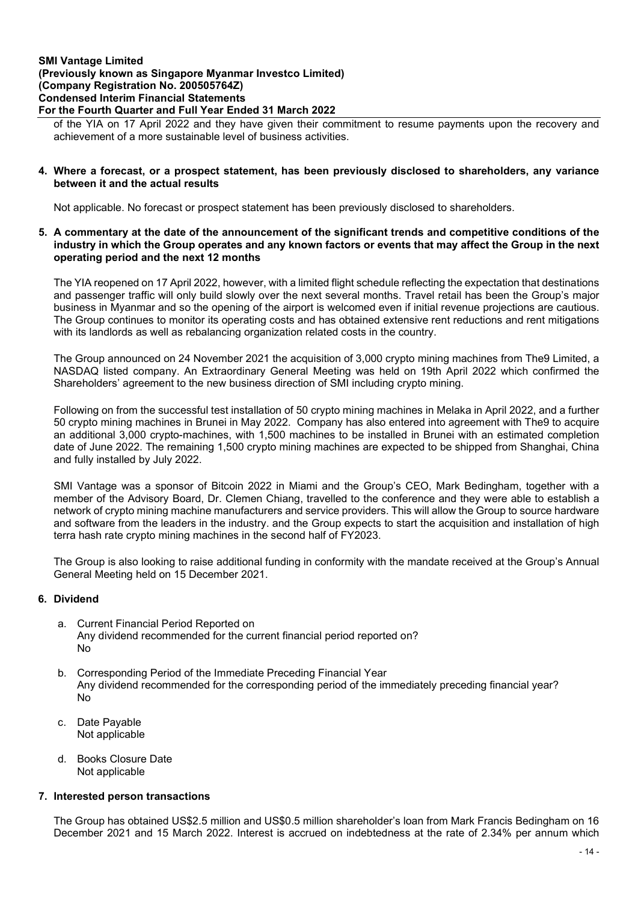of the YIA on 17 April 2022 and they have given their commitment to resume payments upon the recovery and achievement of a more sustainable level of business activities.

**4. Where a forecast, or a prospect statement, has been previously disclosed to shareholders, any variance between it and the actual results**

Not applicable. No forecast or prospect statement has been previously disclosed to shareholders.

**5. A commentary at the date of the announcement of the significant trends and competitive conditions of the industry in which the Group operates and any known factors or events that may affect the Group in the next operating period and the next 12 months**

The YIA reopened on 17 April 2022, however, with a limited flight schedule reflecting the expectation that destinations and passenger traffic will only build slowly over the next several months. Travel retail has been the Group's major business in Myanmar and so the opening of the airport is welcomed even if initial revenue projections are cautious. The Group continues to monitor its operating costs and has obtained extensive rent reductions and rent mitigations with its landlords as well as rebalancing organization related costs in the country.

The Group announced on 24 November 2021 the acquisition of 3,000 crypto mining machines from The9 Limited, a NASDAQ listed company. An Extraordinary General Meeting was held on 19th April 2022 which confirmed the Shareholders' agreement to the new business direction of SMI including crypto mining.

Following on from the successful test installation of 50 crypto mining machines in Melaka in April 2022, and a further 50 crypto mining machines in Brunei in May 2022. Company has also entered into agreement with The9 to acquire an additional 3,000 crypto-machines, with 1,500 machines to be installed in Brunei with an estimated completion date of June 2022. The remaining 1,500 crypto mining machines are expected to be shipped from Shanghai, China and fully installed by July 2022.

SMI Vantage was a sponsor of Bitcoin 2022 in Miami and the Group's CEO, Mark Bedingham, together with a member of the Advisory Board, Dr. Clemen Chiang, travelled to the conference and they were able to establish a network of crypto mining machine manufacturers and service providers. This will allow the Group to source hardware and software from the leaders in the industry. and the Group expects to start the acquisition and installation of high terra hash rate crypto mining machines in the second half of FY2023.

The Group is also looking to raise additional funding in conformity with the mandate received at the Group's Annual General Meeting held on 15 December 2021.

**6. Dividend**

a. Current Financial Period Reported on
   Any dividend recommended for the current financial period reported on?
   No

b. Corresponding Period of the Immediate Preceding Financial Year
   Any dividend recommended for the corresponding period of the immediately preceding financial year?
   No

c. Date Payable
   Not applicable

d. Books Closure Date
   Not applicable

**7. Interested person transactions**

The Group has obtained US$2.5 million and US$0.5 million shareholder's loan from Mark Francis Bedingham on 16 December 2021 and 15 March 2022. Interest is accrued on indebtedness at the rate of 2.34% per annum which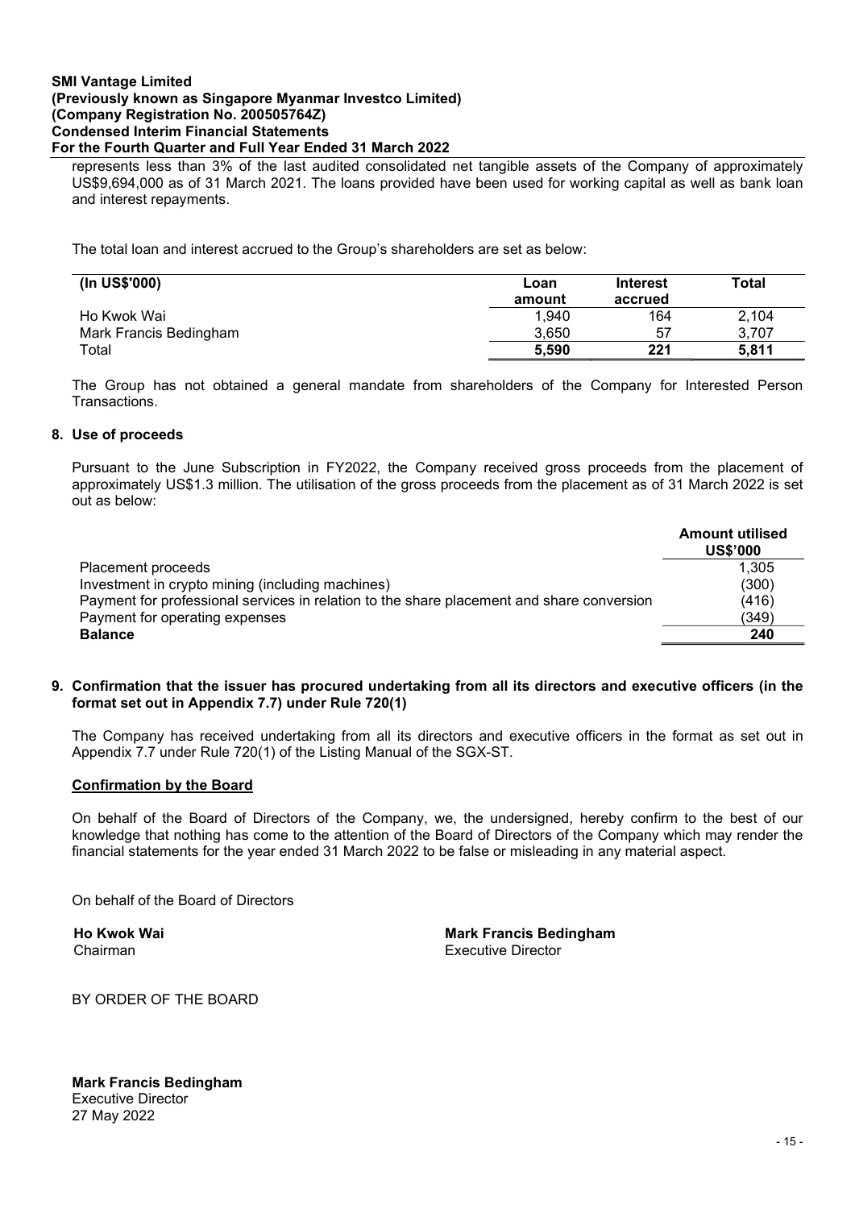represents less than 3% of the last audited consolidated net tangible assets of the Company of approximately US$9,694,000 as of 31 March 2021. The loans provided have been used for working capital as well as bank loan and interest repayments.

The total loan and interest accrued to the Group's shareholders are set as below:

| (In US$'000) | Loan amount | Interest accrued | Total |
|---|---|---|---|
| Ho Kwok Wai | 1,940 | 164 | 2,104 |
| Mark Francis Bedingham | 3,650 | 57 | 3,707 |
| Total | **5,590** | **221** | **5,811** |

The Group has not obtained a general mandate from shareholders of the Company for Interested Person Transactions.

## 8. Use of proceeds

Pursuant to the June Subscription in FY2022, the Company received gross proceeds from the placement of approximately US$1.3 million. The utilisation of the gross proceeds from the placement as of 31 March 2022 is set out as below:

| | Amount utilised US$'000 |
|---|---|
| Placement proceeds | 1,305 |
| Investment in crypto mining (including machines) | (300) |
| Payment for professional services in relation to the share placement and share conversion | (416) |
| Payment for operating expenses | (349) |
| **Balance** | **240** |

## 9. Confirmation that the issuer has procured undertaking from all its directors and executive officers (in the format set out in Appendix 7.7) under Rule 720(1)

The Company has received undertaking from all its directors and executive officers in the format as set out in Appendix 7.7 under Rule 720(1) of the Listing Manual of the SGX-ST.

**Confirmation by the Board**

On behalf of the Board of Directors of the Company, we, the undersigned, hereby confirm to the best of our knowledge that nothing has come to the attention of the Board of Directors of the Company which may render the financial statements for the year ended 31 March 2022 to be false or misleading in any material aspect.

On behalf of the Board of Directors

**Ho Kwok Wai**
Chairman

**Mark Francis Bedingham**
Executive Director

BY ORDER OF THE BOARD

**Mark Francis Bedingham**
Executive Director
27 May 2022